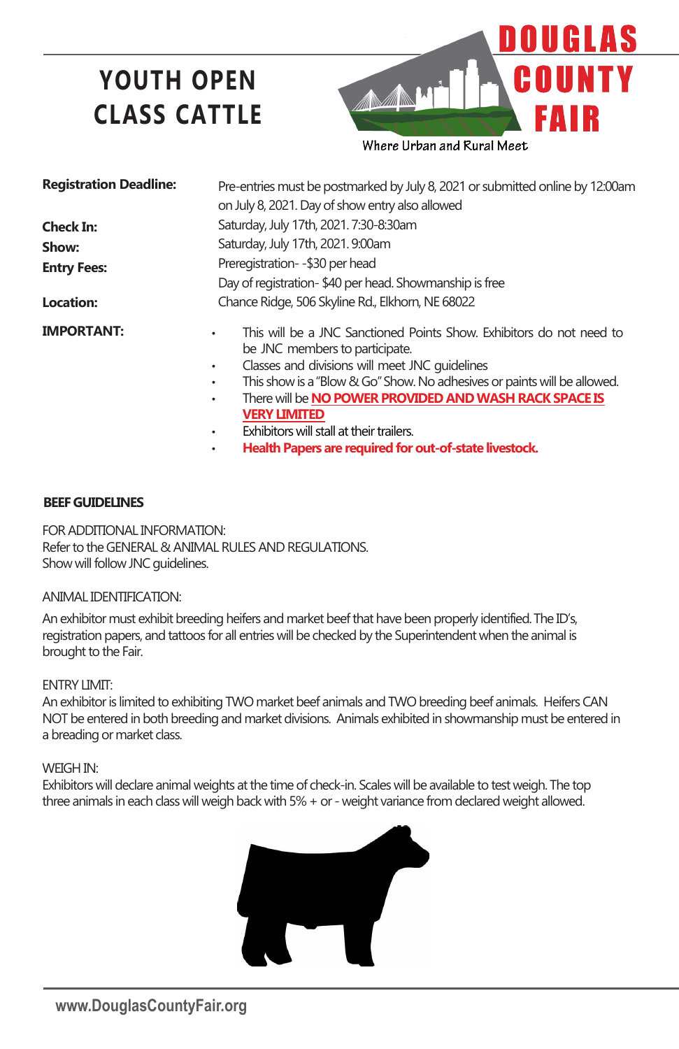# YOUTH OPEN CLASS CATTLE

DOUGLAS COUNTY FAIR

Where Urban and Rural Meet

| | |
|---|---|
| **Registration Deadline:** | Pre-entries must be postmarked by July 8, 2021 or submitted online by 12:00am on July 8, 2021. Day of show entry also allowed |
| **Check In:** | Saturday, July 17th, 2021. 7:30-8:30am |
| **Show:** | Saturday, July 17th, 2021. 9:00am |
| **Entry Fees:** | Preregistration- -$30 per head<br>Day of registration- $40 per head. Showmanship is free |
| **Location:** | Chance Ridge, 506 Skyline Rd., Elkhorn, NE 68022 |

**IMPORTANT:**

- This will be a JNC Sanctioned Points Show. Exhibitors do not need to be JNC members to participate.
- Classes and divisions will meet JNC guidelines
- This show is a "Blow & Go" Show. No adhesives or paints will be allowed.
- There will be **NO POWER PROVIDED AND WASH RACK SPACE IS VERY LIMITED**
- Exhibitors will stall at their trailers.
- **Health Papers are required for out-of-state livestock.**

## BEEF GUIDELINES

FOR ADDITIONAL INFORMATION:
Refer to the GENERAL & ANIMAL RULES AND REGULATIONS.
Show will follow JNC guidelines.

ANIMAL IDENTIFICATION:

An exhibitor must exhibit breeding heifers and market beef that have been properly identified. The ID's, registration papers, and tattoos for all entries will be checked by the Superintendent when the animal is brought to the Fair.

ENTRY LIMIT:
An exhibitor is limited to exhibiting TWO market beef animals and TWO breeding beef animals. Heifers CAN NOT be entered in both breeding and market divisions. Animals exhibited in showmanship must be entered in a breading or market class.

WEIGH IN:
Exhibitors will declare animal weights at the time of check-in. Scales will be available to test weigh. The top three animals in each class will weigh back with 5% + or - weight variance from declared weight allowed.

www.DouglasCountyFair.org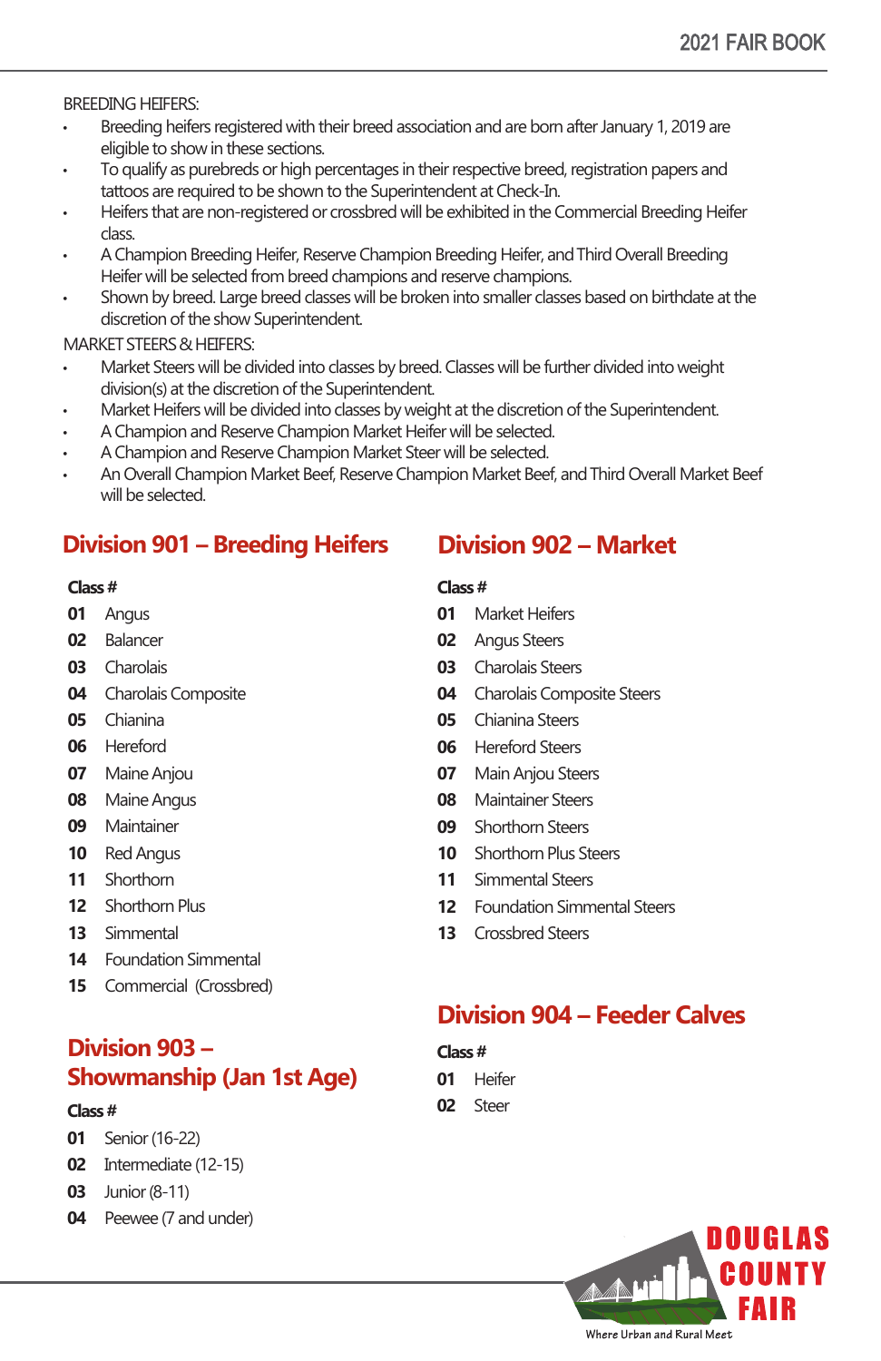BREEDING HEIFERS:

- Breeding heifers registered with their breed association and are born after January 1, 2019 are eligible to show in these sections.
- To qualify as purebreds or high percentages in their respective breed, registration papers and tattoos are required to be shown to the Superintendent at Check-In.
- Heifers that are non-registered or crossbred will be exhibited in the Commercial Breeding Heifer class.
- A Champion Breeding Heifer, Reserve Champion Breeding Heifer, and Third Overall Breeding Heifer will be selected from breed champions and reserve champions.
- Shown by breed. Large breed classes will be broken into smaller classes based on birthdate at the discretion of the show Superintendent.

MARKET STEERS & HEIFERS:

- Market Steers will be divided into classes by breed. Classes will be further divided into weight division(s) at the discretion of the Superintendent.
- Market Heifers will be divided into classes by weight at the discretion of the Superintendent.
- A Champion and Reserve Champion Market Heifer will be selected.
- A Champion and Reserve Champion Market Steer will be selected.
- An Overall Champion Market Beef, Reserve Champion Market Beef, and Third Overall Market Beef will be selected.

## Division 901 – Breeding Heifers

| Class # | |
|---|---|
| 01 | Angus |
| 02 | Balancer |
| 03 | Charolais |
| 04 | Charolais Composite |
| 05 | Chianina |
| 06 | Hereford |
| 07 | Maine Anjou |
| 08 | Maine Angus |
| 09 | Maintainer |
| 10 | Red Angus |
| 11 | Shorthorn |
| 12 | Shorthorn Plus |
| 13 | Simmental |
| 14 | Foundation Simmental |
| 15 | Commercial (Crossbred) |

## Division 903 – Showmanship (Jan 1st Age)

| Class # | |
|---|---|
| 01 | Senior (16-22) |
| 02 | Intermediate (12-15) |
| 03 | Junior (8-11) |
| 04 | Peewee (7 and under) |

## Division 902 – Market

| Class # | |
|---|---|
| 01 | Market Heifers |
| 02 | Angus Steers |
| 03 | Charolais Steers |
| 04 | Charolais Composite Steers |
| 05 | Chianina Steers |
| 06 | Hereford Steers |
| 07 | Main Anjou Steers |
| 08 | Maintainer Steers |
| 09 | Shorthorn Steers |
| 10 | Shorthorn Plus Steers |
| 11 | Simmental Steers |
| 12 | Foundation Simmental Steers |
| 13 | Crossbred Steers |

## Division 904 – Feeder Calves

| Class # | |
|---|---|
| 01 | Heifer |
| 02 | Steer |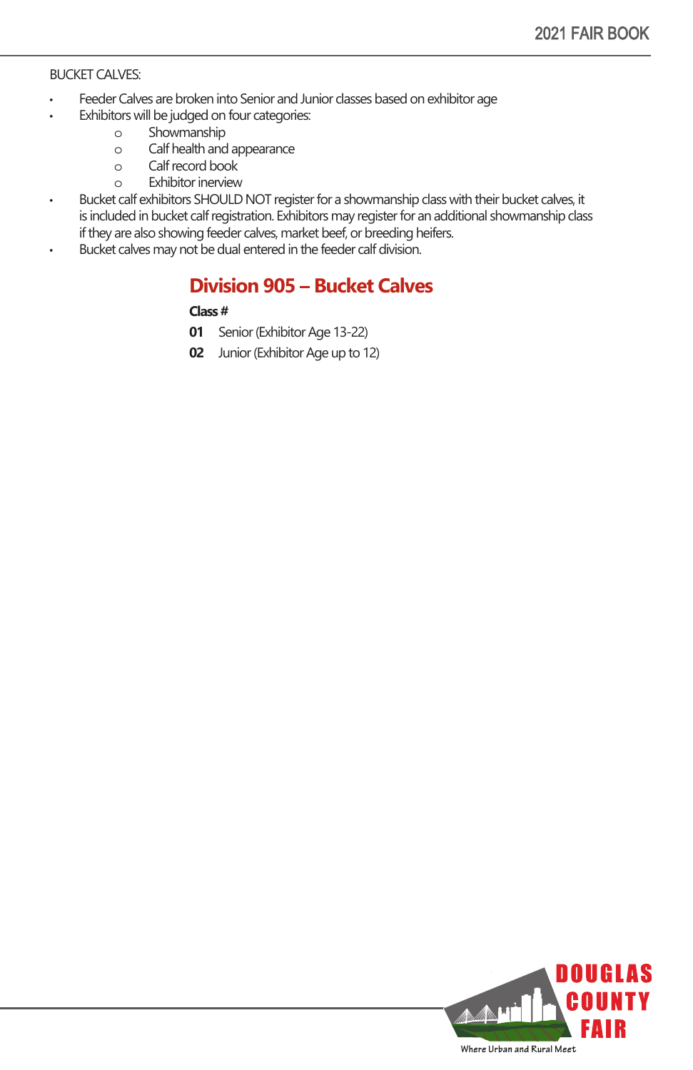BUCKET CALVES:

- Feeder Calves are broken into Senior and Junior classes based on exhibitor age
- Exhibitors will be judged on four categories:
  - Showmanship
  - Calf health and appearance
  - Calf record book
  - Exhibitor inerview
- Bucket calf exhibitors SHOULD NOT register for a showmanship class with their bucket calves, it is included in bucket calf registration. Exhibitors may register for an additional showmanship class if they are also showing feeder calves, market beef, or breeding heifers.
- Bucket calves may not be dual entered in the feeder calf division.

## Division 905 – Bucket Calves

**Class #**

**01** Senior (Exhibitor Age 13-22)

**02** Junior (Exhibitor Age up to 12)